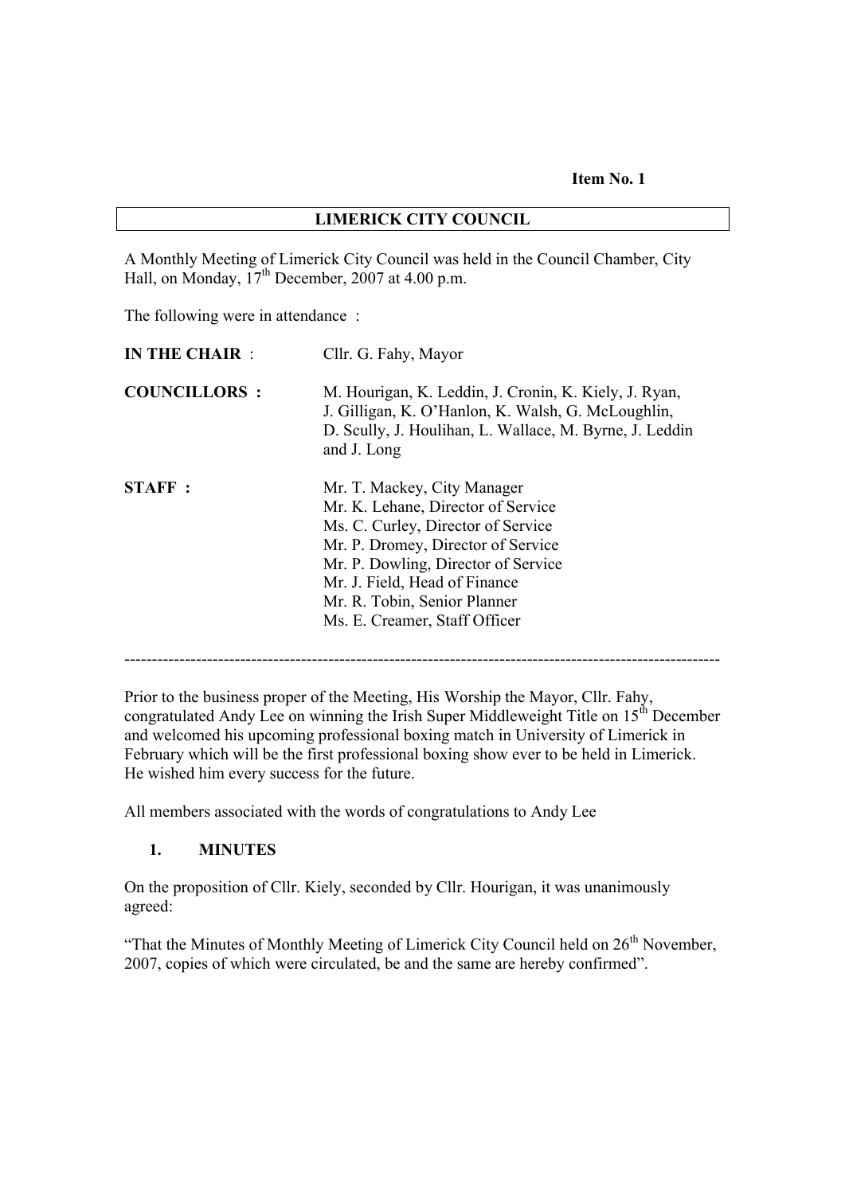**Item No. 1**

# LIMERICK CITY COUNCIL

A Monthly Meeting of Limerick City Council was held in the Council Chamber, City Hall, on Monday, 17th December, 2007 at 4.00 p.m.

The following were in attendance :

| | |
|---|---|
| **IN THE CHAIR** : | Cllr. G. Fahy, Mayor |
| **COUNCILLORS :** | M. Hourigan, K. Leddin, J. Cronin, K. Kiely, J. Ryan, J. Gilligan, K. O'Hanlon, K. Walsh, G. McLoughlin, D. Scully, J. Houlihan, L. Wallace, M. Byrne, J. Leddin and J. Long |
| **STAFF :** | Mr. T. Mackey, City Manager<br>Mr. K. Lehane, Director of Service<br>Ms. C. Curley, Director of Service<br>Mr. P. Dromey, Director of Service<br>Mr. P. Dowling, Director of Service<br>Mr. J. Field, Head of Finance<br>Mr. R. Tobin, Senior Planner<br>Ms. E. Creamer, Staff Officer |

---

Prior to the business proper of the Meeting, His Worship the Mayor, Cllr. Fahy, congratulated Andy Lee on winning the Irish Super Middleweight Title on 15th December and welcomed his upcoming professional boxing match in University of Limerick in February which will be the first professional boxing show ever to be held in Limerick. He wished him every success for the future.

All members associated with the words of congratulations to Andy Lee

## 1. MINUTES

On the proposition of Cllr. Kiely, seconded by Cllr. Hourigan, it was unanimously agreed:

"That the Minutes of Monthly Meeting of Limerick City Council held on 26th November, 2007, copies of which were circulated, be and the same are hereby confirmed".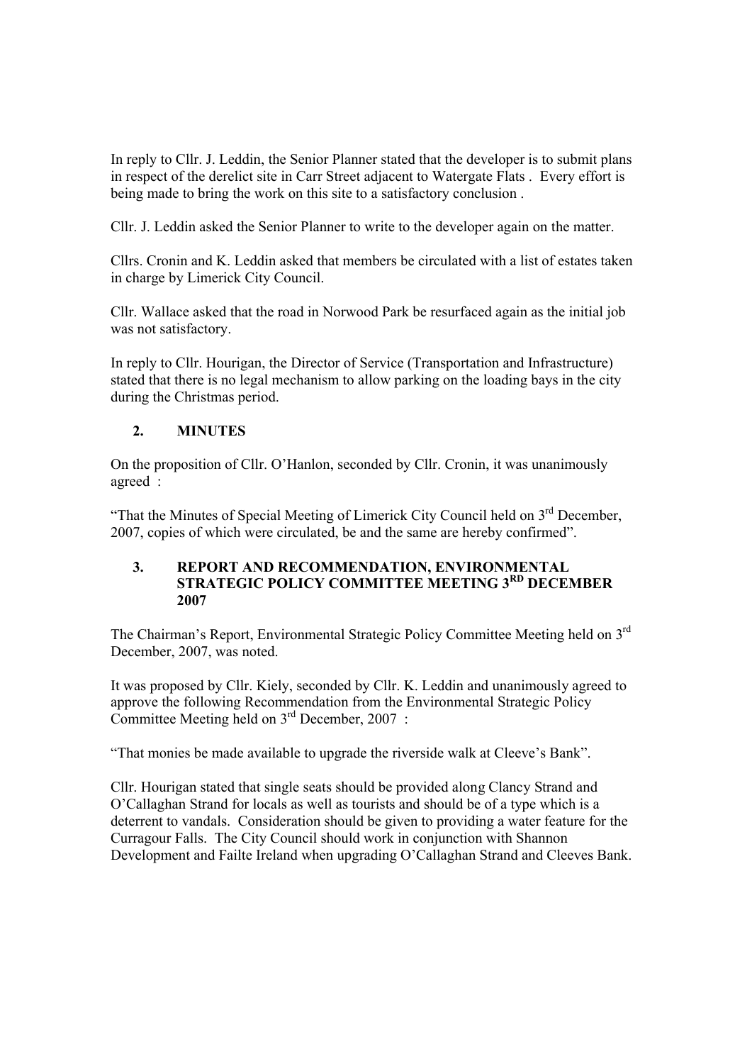In reply to Cllr. J. Leddin, the Senior Planner stated that the developer is to submit plans in respect of the derelict site in Carr Street adjacent to Watergate Flats . Every effort is being made to bring the work on this site to a satisfactory conclusion .

Cllr. J. Leddin asked the Senior Planner to write to the developer again on the matter.

Cllrs. Cronin and K. Leddin asked that members be circulated with a list of estates taken in charge by Limerick City Council.

Cllr. Wallace asked that the road in Norwood Park be resurfaced again as the initial job was not satisfactory.

In reply to Cllr. Hourigan, the Director of Service (Transportation and Infrastructure) stated that there is no legal mechanism to allow parking on the loading bays in the city during the Christmas period.

## 2. MINUTES

On the proposition of Cllr. O'Hanlon, seconded by Cllr. Cronin, it was unanimously agreed :

"That the Minutes of Special Meeting of Limerick City Council held on 3rd December, 2007, copies of which were circulated, be and the same are hereby confirmed".

## 3. REPORT AND RECOMMENDATION, ENVIRONMENTAL STRATEGIC POLICY COMMITTEE MEETING 3RD DECEMBER 2007

The Chairman's Report, Environmental Strategic Policy Committee Meeting held on 3rd December, 2007, was noted.

It was proposed by Cllr. Kiely, seconded by Cllr. K. Leddin and unanimously agreed to approve the following Recommendation from the Environmental Strategic Policy Committee Meeting held on 3rd December, 2007 :

"That monies be made available to upgrade the riverside walk at Cleeve's Bank".

Cllr. Hourigan stated that single seats should be provided along Clancy Strand and O'Callaghan Strand for locals as well as tourists and should be of a type which is a deterrent to vandals. Consideration should be given to providing a water feature for the Curragour Falls. The City Council should work in conjunction with Shannon Development and Failte Ireland when upgrading O'Callaghan Strand and Cleeves Bank.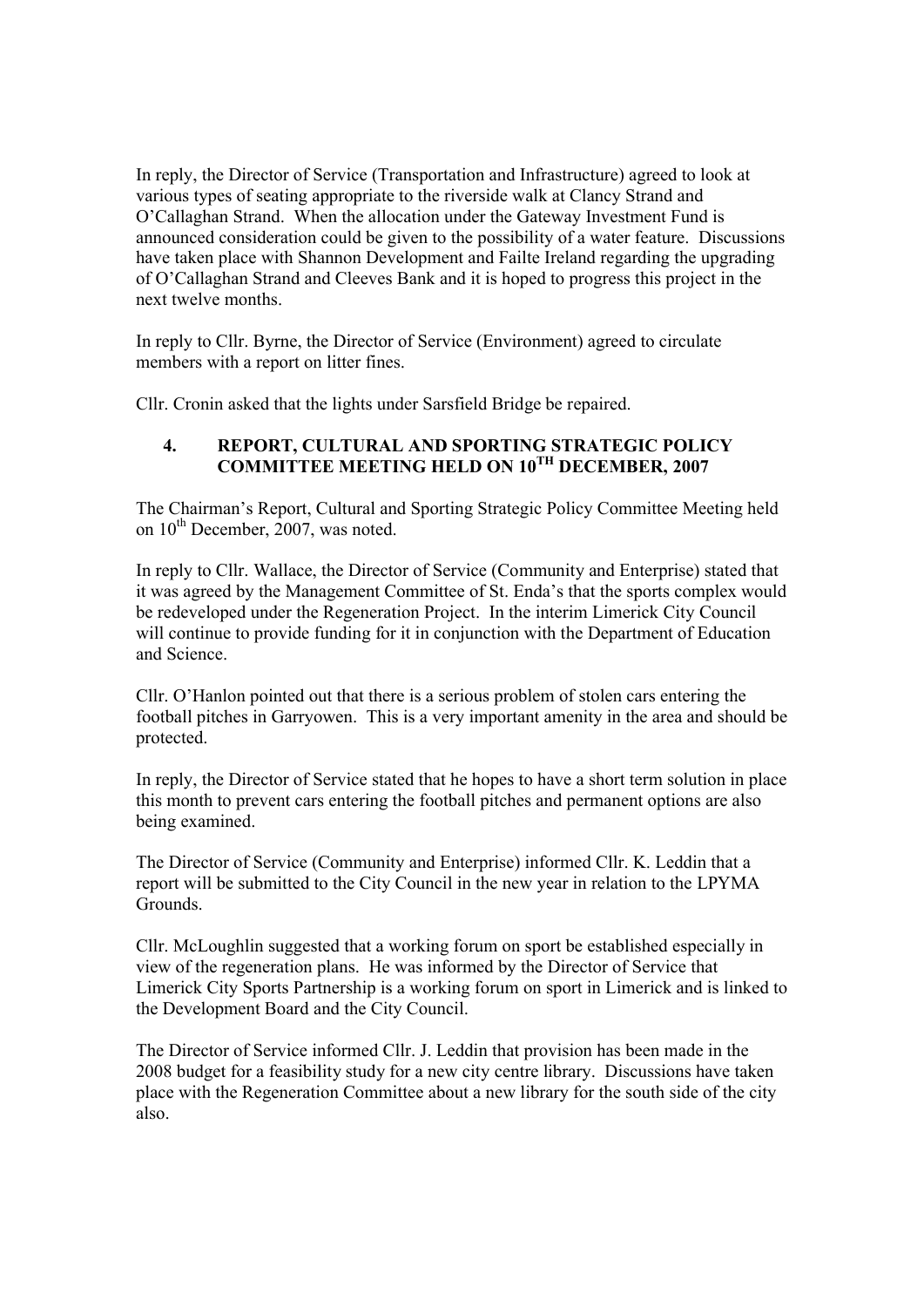In reply, the Director of Service (Transportation and Infrastructure) agreed to look at various types of seating appropriate to the riverside walk at Clancy Strand and O'Callaghan Strand. When the allocation under the Gateway Investment Fund is announced consideration could be given to the possibility of a water feature. Discussions have taken place with Shannon Development and Failte Ireland regarding the upgrading of O'Callaghan Strand and Cleeves Bank and it is hoped to progress this project in the next twelve months.

In reply to Cllr. Byrne, the Director of Service (Environment) agreed to circulate members with a report on litter fines.

Cllr. Cronin asked that the lights under Sarsfield Bridge be repaired.

## 4. REPORT, CULTURAL AND SPORTING STRATEGIC POLICY COMMITTEE MEETING HELD ON 10TH DECEMBER, 2007

The Chairman's Report, Cultural and Sporting Strategic Policy Committee Meeting held on 10th December, 2007, was noted.

In reply to Cllr. Wallace, the Director of Service (Community and Enterprise) stated that it was agreed by the Management Committee of St. Enda's that the sports complex would be redeveloped under the Regeneration Project. In the interim Limerick City Council will continue to provide funding for it in conjunction with the Department of Education and Science.

Cllr. O'Hanlon pointed out that there is a serious problem of stolen cars entering the football pitches in Garryowen. This is a very important amenity in the area and should be protected.

In reply, the Director of Service stated that he hopes to have a short term solution in place this month to prevent cars entering the football pitches and permanent options are also being examined.

The Director of Service (Community and Enterprise) informed Cllr. K. Leddin that a report will be submitted to the City Council in the new year in relation to the LPYMA Grounds.

Cllr. McLoughlin suggested that a working forum on sport be established especially in view of the regeneration plans. He was informed by the Director of Service that Limerick City Sports Partnership is a working forum on sport in Limerick and is linked to the Development Board and the City Council.

The Director of Service informed Cllr. J. Leddin that provision has been made in the 2008 budget for a feasibility study for a new city centre library. Discussions have taken place with the Regeneration Committee about a new library for the south side of the city also.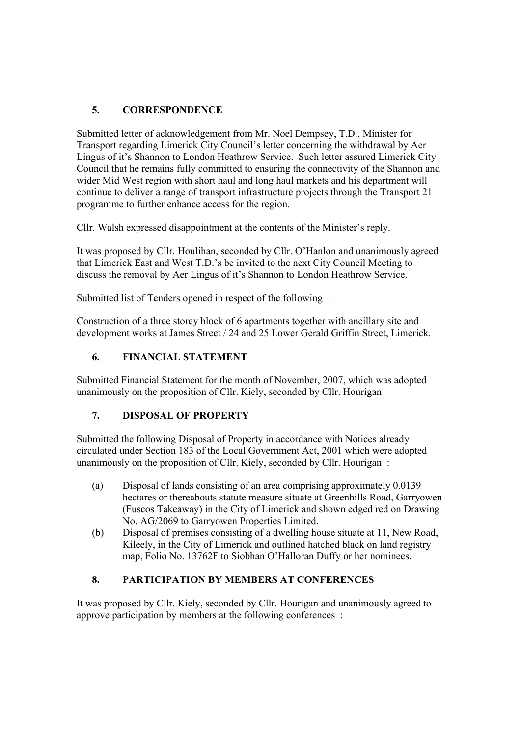## 5. CORRESPONDENCE

Submitted letter of acknowledgement from Mr. Noel Dempsey, T.D., Minister for Transport regarding Limerick City Council's letter concerning the withdrawal by Aer Lingus of it's Shannon to London Heathrow Service. Such letter assured Limerick City Council that he remains fully committed to ensuring the connectivity of the Shannon and wider Mid West region with short haul and long haul markets and his department will continue to deliver a range of transport infrastructure projects through the Transport 21 programme to further enhance access for the region.

Cllr. Walsh expressed disappointment at the contents of the Minister's reply.

It was proposed by Cllr. Houlihan, seconded by Cllr. O'Hanlon and unanimously agreed that Limerick East and West T.D.'s be invited to the next City Council Meeting to discuss the removal by Aer Lingus of it's Shannon to London Heathrow Service.

Submitted list of Tenders opened in respect of the following :

Construction of a three storey block of 6 apartments together with ancillary site and development works at James Street / 24 and 25 Lower Gerald Griffin Street, Limerick.

## 6. FINANCIAL STATEMENT

Submitted Financial Statement for the month of November, 2007, which was adopted unanimously on the proposition of Cllr. Kiely, seconded by Cllr. Hourigan

## 7. DISPOSAL OF PROPERTY

Submitted the following Disposal of Property in accordance with Notices already circulated under Section 183 of the Local Government Act, 2001 which were adopted unanimously on the proposition of Cllr. Kiely, seconded by Cllr. Hourigan :

(a) Disposal of lands consisting of an area comprising approximately 0.0139 hectares or thereabouts statute measure situate at Greenhills Road, Garryowen (Fuscos Takeaway) in the City of Limerick and shown edged red on Drawing No. AG/2069 to Garryowen Properties Limited.

(b) Disposal of premises consisting of a dwelling house situate at 11, New Road, Kileely, in the City of Limerick and outlined hatched black on land registry map, Folio No. 13762F to Siobhan O'Halloran Duffy or her nominees.

## 8. PARTICIPATION BY MEMBERS AT CONFERENCES

It was proposed by Cllr. Kiely, seconded by Cllr. Hourigan and unanimously agreed to approve participation by members at the following conferences :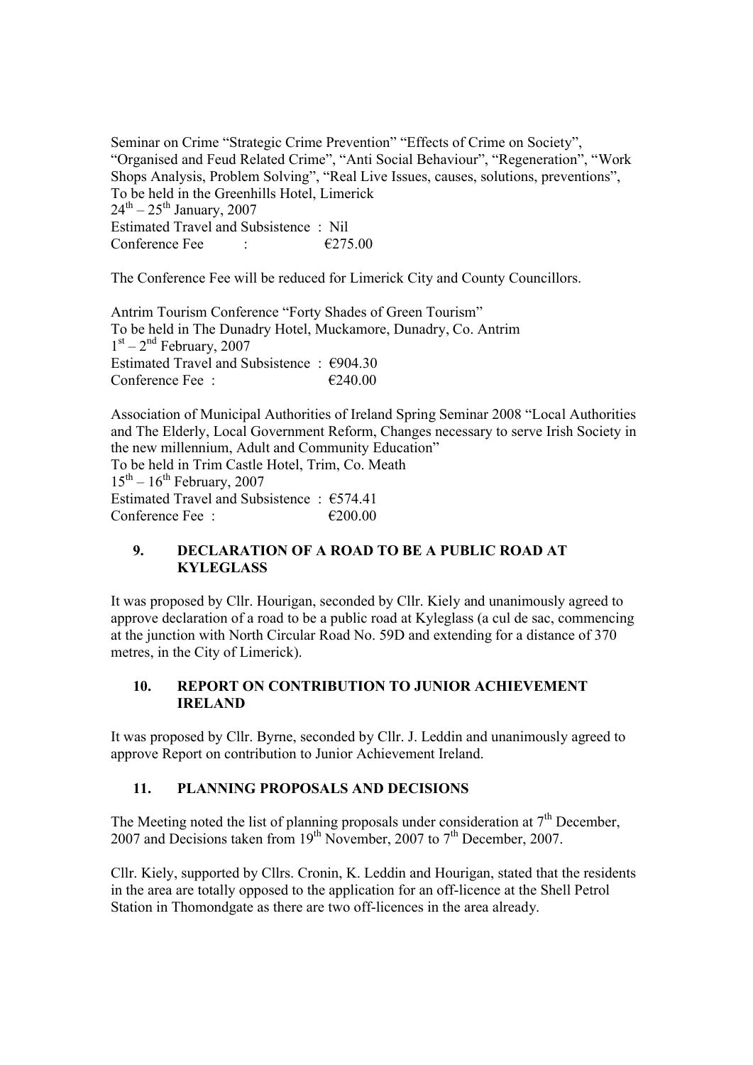Seminar on Crime "Strategic Crime Prevention" "Effects of Crime on Society", "Organised and Feud Related Crime", "Anti Social Behaviour", "Regeneration", "Work Shops Analysis, Problem Solving", "Real Live Issues, causes, solutions, preventions",
To be held in the Greenhills Hotel, Limerick
$24^{th}$ – $25^{th}$ January, 2007
Estimated Travel and Subsistence : Nil
Conference Fee : €275.00

The Conference Fee will be reduced for Limerick City and County Councillors.

Antrim Tourism Conference "Forty Shades of Green Tourism"
To be held in The Dunadry Hotel, Muckamore, Dunadry, Co. Antrim
$1^{st}$ – $2^{nd}$ February, 2007
Estimated Travel and Subsistence : €904.30
Conference Fee : €240.00

Association of Municipal Authorities of Ireland Spring Seminar 2008 "Local Authorities and The Elderly, Local Government Reform, Changes necessary to serve Irish Society in the new millennium, Adult and Community Education"
To be held in Trim Castle Hotel, Trim, Co. Meath
$15^{th}$ – $16^{th}$ February, 2007
Estimated Travel and Subsistence : €574.41
Conference Fee : €200.00

## 9. DECLARATION OF A ROAD TO BE A PUBLIC ROAD AT KYLEGLASS

It was proposed by Cllr. Hourigan, seconded by Cllr. Kiely and unanimously agreed to approve declaration of a road to be a public road at Kyleglass (a cul de sac, commencing at the junction with North Circular Road No. 59D and extending for a distance of 370 metres, in the City of Limerick).

## 10. REPORT ON CONTRIBUTION TO JUNIOR ACHIEVEMENT IRELAND

It was proposed by Cllr. Byrne, seconded by Cllr. J. Leddin and unanimously agreed to approve Report on contribution to Junior Achievement Ireland.

## 11. PLANNING PROPOSALS AND DECISIONS

The Meeting noted the list of planning proposals under consideration at $7^{th}$ December, 2007 and Decisions taken from $19^{th}$ November, 2007 to $7^{th}$ December, 2007.

Cllr. Kiely, supported by Cllrs. Cronin, K. Leddin and Hourigan, stated that the residents in the area are totally opposed to the application for an off-licence at the Shell Petrol Station in Thomondgate as there are two off-licences in the area already.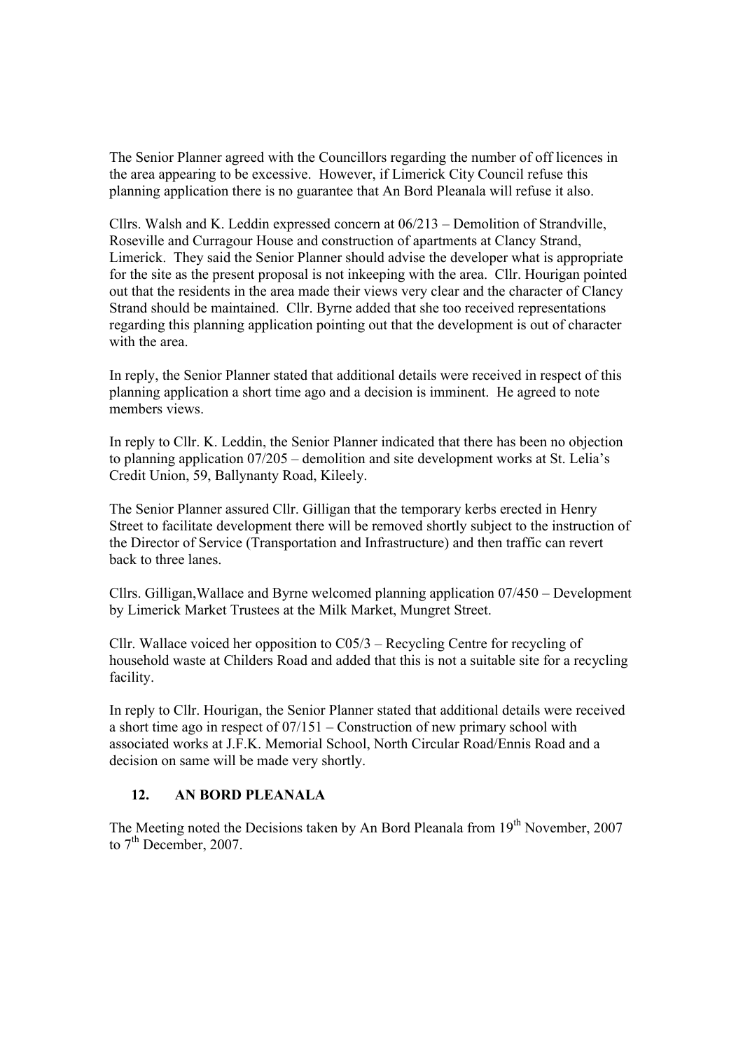The Senior Planner agreed with the Councillors regarding the number of off licences in the area appearing to be excessive. However, if Limerick City Council refuse this planning application there is no guarantee that An Bord Pleanala will refuse it also.

Cllrs. Walsh and K. Leddin expressed concern at 06/213 – Demolition of Strandville, Roseville and Curragour House and construction of apartments at Clancy Strand, Limerick. They said the Senior Planner should advise the developer what is appropriate for the site as the present proposal is not inkeeping with the area. Cllr. Hourigan pointed out that the residents in the area made their views very clear and the character of Clancy Strand should be maintained. Cllr. Byrne added that she too received representations regarding this planning application pointing out that the development is out of character with the area.

In reply, the Senior Planner stated that additional details were received in respect of this planning application a short time ago and a decision is imminent. He agreed to note members views.

In reply to Cllr. K. Leddin, the Senior Planner indicated that there has been no objection to planning application 07/205 – demolition and site development works at St. Lelia's Credit Union, 59, Ballynanty Road, Kileely.

The Senior Planner assured Cllr. Gilligan that the temporary kerbs erected in Henry Street to facilitate development there will be removed shortly subject to the instruction of the Director of Service (Transportation and Infrastructure) and then traffic can revert back to three lanes.

Cllrs. Gilligan,Wallace and Byrne welcomed planning application 07/450 – Development by Limerick Market Trustees at the Milk Market, Mungret Street.

Cllr. Wallace voiced her opposition to C05/3 – Recycling Centre for recycling of household waste at Childers Road and added that this is not a suitable site for a recycling facility.

In reply to Cllr. Hourigan, the Senior Planner stated that additional details were received a short time ago in respect of 07/151 – Construction of new primary school with associated works at J.F.K. Memorial School, North Circular Road/Ennis Road and a decision on same will be made very shortly.

## 12. AN BORD PLEANALA

The Meeting noted the Decisions taken by An Bord Pleanala from 19th November, 2007 to 7th December, 2007.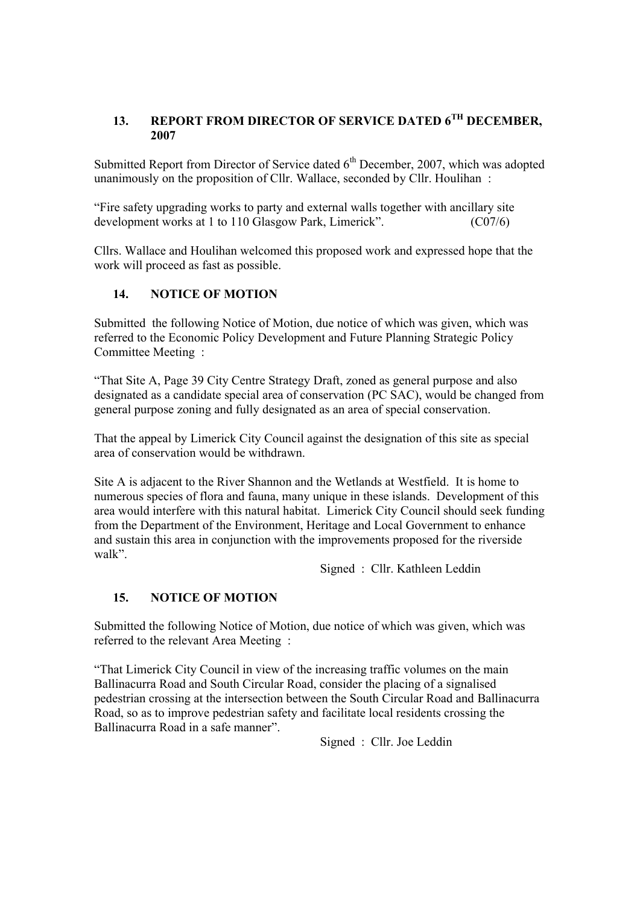## 13. REPORT FROM DIRECTOR OF SERVICE DATED 6TH DECEMBER, 2007

Submitted Report from Director of Service dated 6th December, 2007, which was adopted unanimously on the proposition of Cllr. Wallace, seconded by Cllr. Houlihan :

"Fire safety upgrading works to party and external walls together with ancillary site development works at 1 to 110 Glasgow Park, Limerick". (C07/6)

Cllrs. Wallace and Houlihan welcomed this proposed work and expressed hope that the work will proceed as fast as possible.

## 14. NOTICE OF MOTION

Submitted the following Notice of Motion, due notice of which was given, which was referred to the Economic Policy Development and Future Planning Strategic Policy Committee Meeting :

"That Site A, Page 39 City Centre Strategy Draft, zoned as general purpose and also designated as a candidate special area of conservation (PC SAC), would be changed from general purpose zoning and fully designated as an area of special conservation.

That the appeal by Limerick City Council against the designation of this site as special area of conservation would be withdrawn.

Site A is adjacent to the River Shannon and the Wetlands at Westfield. It is home to numerous species of flora and fauna, many unique in these islands. Development of this area would interfere with this natural habitat. Limerick City Council should seek funding from the Department of the Environment, Heritage and Local Government to enhance and sustain this area in conjunction with the improvements proposed for the riverside walk".

Signed : Cllr. Kathleen Leddin

## 15. NOTICE OF MOTION

Submitted the following Notice of Motion, due notice of which was given, which was referred to the relevant Area Meeting :

"That Limerick City Council in view of the increasing traffic volumes on the main Ballinacurra Road and South Circular Road, consider the placing of a signalised pedestrian crossing at the intersection between the South Circular Road and Ballinacurra Road, so as to improve pedestrian safety and facilitate local residents crossing the Ballinacurra Road in a safe manner".

Signed : Cllr. Joe Leddin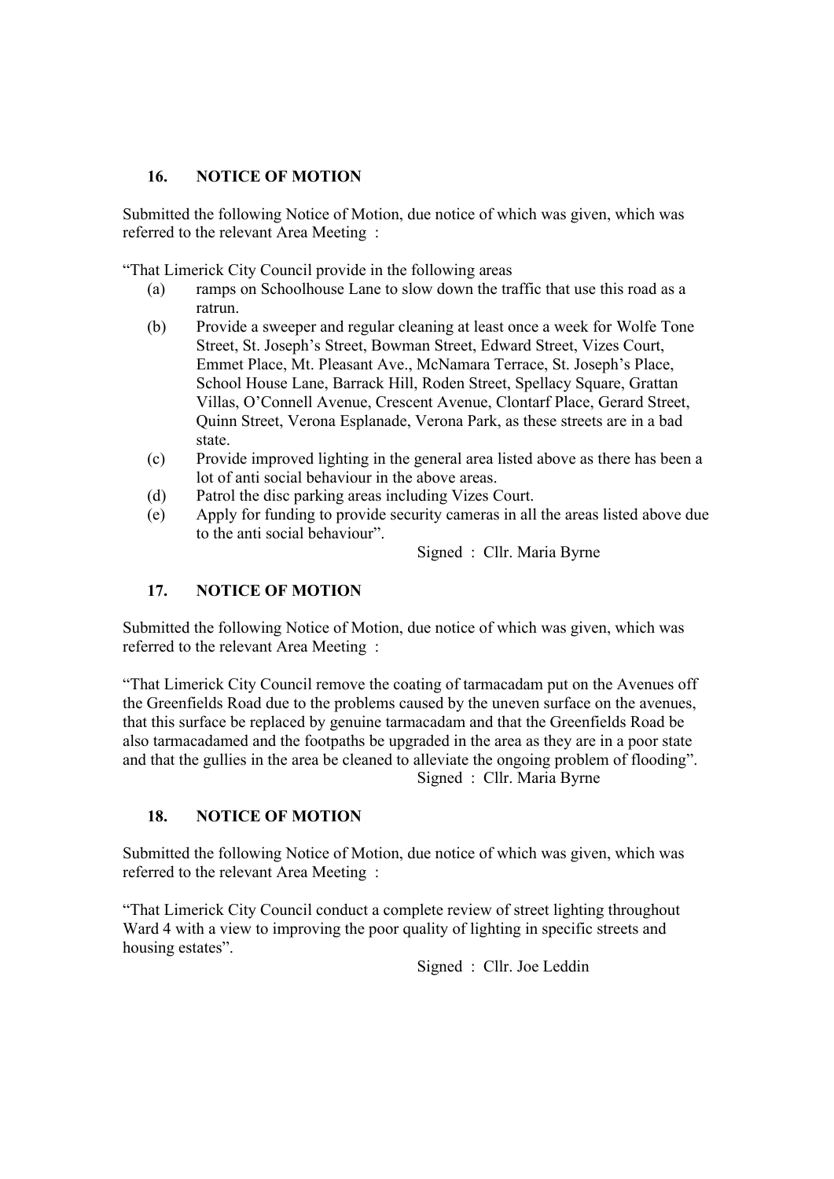## 16. NOTICE OF MOTION

Submitted the following Notice of Motion, due notice of which was given, which was referred to the relevant Area Meeting :

"That Limerick City Council provide in the following areas

(a) ramps on Schoolhouse Lane to slow down the traffic that use this road as a ratrun.
(b) Provide a sweeper and regular cleaning at least once a week for Wolfe Tone Street, St. Joseph's Street, Bowman Street, Edward Street, Vizes Court, Emmet Place, Mt. Pleasant Ave., McNamara Terrace, St. Joseph's Place, School House Lane, Barrack Hill, Roden Street, Spellacy Square, Grattan Villas, O'Connell Avenue, Crescent Avenue, Clontarf Place, Gerard Street, Quinn Street, Verona Esplanade, Verona Park, as these streets are in a bad state.
(c) Provide improved lighting in the general area listed above as there has been a lot of anti social behaviour in the above areas.
(d) Patrol the disc parking areas including Vizes Court.
(e) Apply for funding to provide security cameras in all the areas listed above due to the anti social behaviour".

Signed : Cllr. Maria Byrne

## 17. NOTICE OF MOTION

Submitted the following Notice of Motion, due notice of which was given, which was referred to the relevant Area Meeting :

"That Limerick City Council remove the coating of tarmacadam put on the Avenues off the Greenfields Road due to the problems caused by the uneven surface on the avenues, that this surface be replaced by genuine tarmacadam and that the Greenfields Road be also tarmacadamed and the footpaths be upgraded in the area as they are in a poor state and that the gullies in the area be cleaned to alleviate the ongoing problem of flooding".

Signed : Cllr. Maria Byrne

## 18. NOTICE OF MOTION

Submitted the following Notice of Motion, due notice of which was given, which was referred to the relevant Area Meeting :

"That Limerick City Council conduct a complete review of street lighting throughout Ward 4 with a view to improving the poor quality of lighting in specific streets and housing estates".

Signed : Cllr. Joe Leddin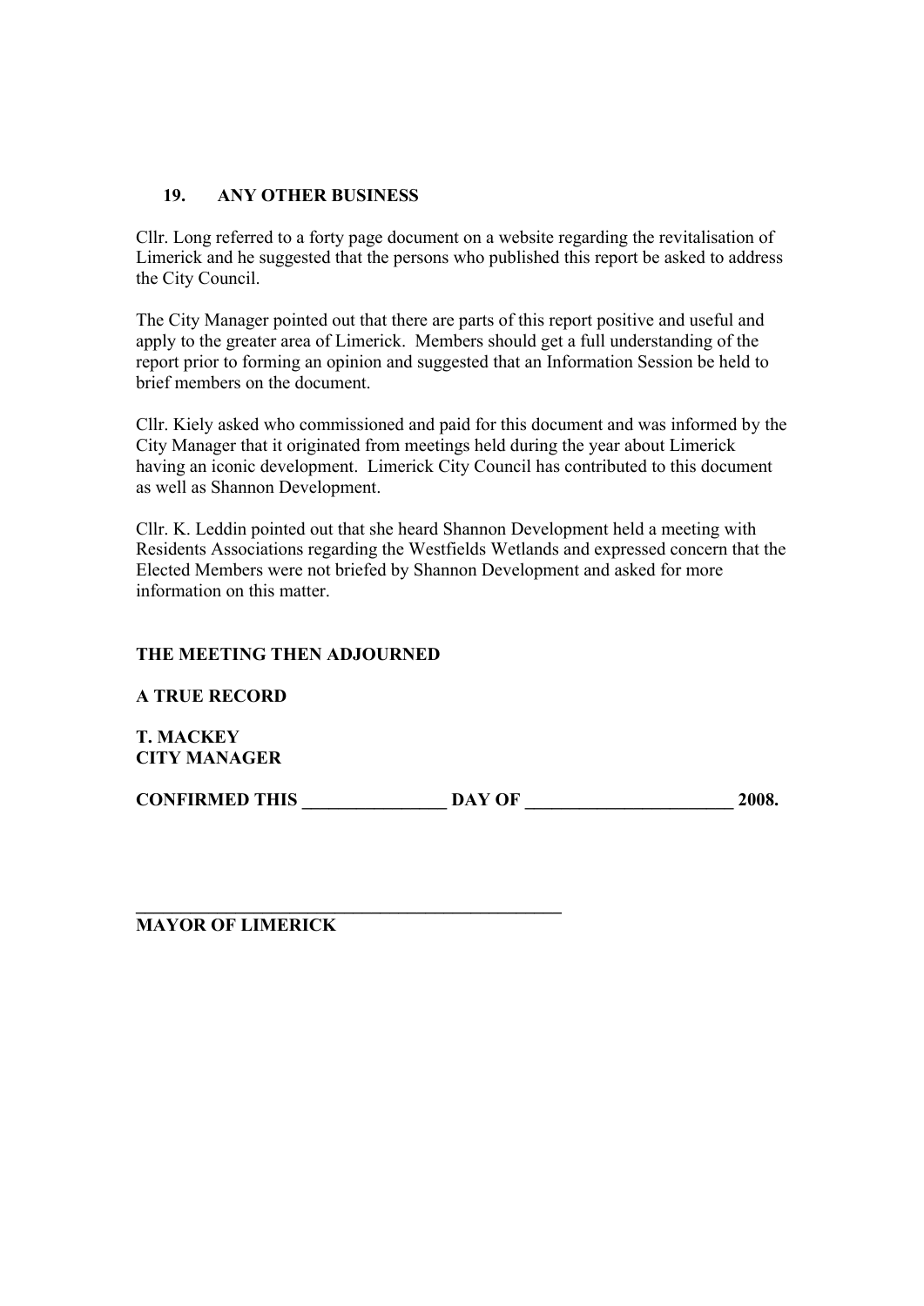## 19. ANY OTHER BUSINESS

Cllr. Long referred to a forty page document on a website regarding the revitalisation of Limerick and he suggested that the persons who published this report be asked to address the City Council.

The City Manager pointed out that there are parts of this report positive and useful and apply to the greater area of Limerick. Members should get a full understanding of the report prior to forming an opinion and suggested that an Information Session be held to brief members on the document.

Cllr. Kiely asked who commissioned and paid for this document and was informed by the City Manager that it originated from meetings held during the year about Limerick having an iconic development. Limerick City Council has contributed to this document as well as Shannon Development.

Cllr. K. Leddin pointed out that she heard Shannon Development held a meeting with Residents Associations regarding the Westfields Wetlands and expressed concern that the Elected Members were not briefed by Shannon Development and asked for more information on this matter.

**THE MEETING THEN ADJOURNED**

**A TRUE RECORD**

**T. MACKEY**
**CITY MANAGER**

**CONFIRMED THIS ________________ DAY OF _______________________ 2008.**

**_______________________________________________**
**MAYOR OF LIMERICK**